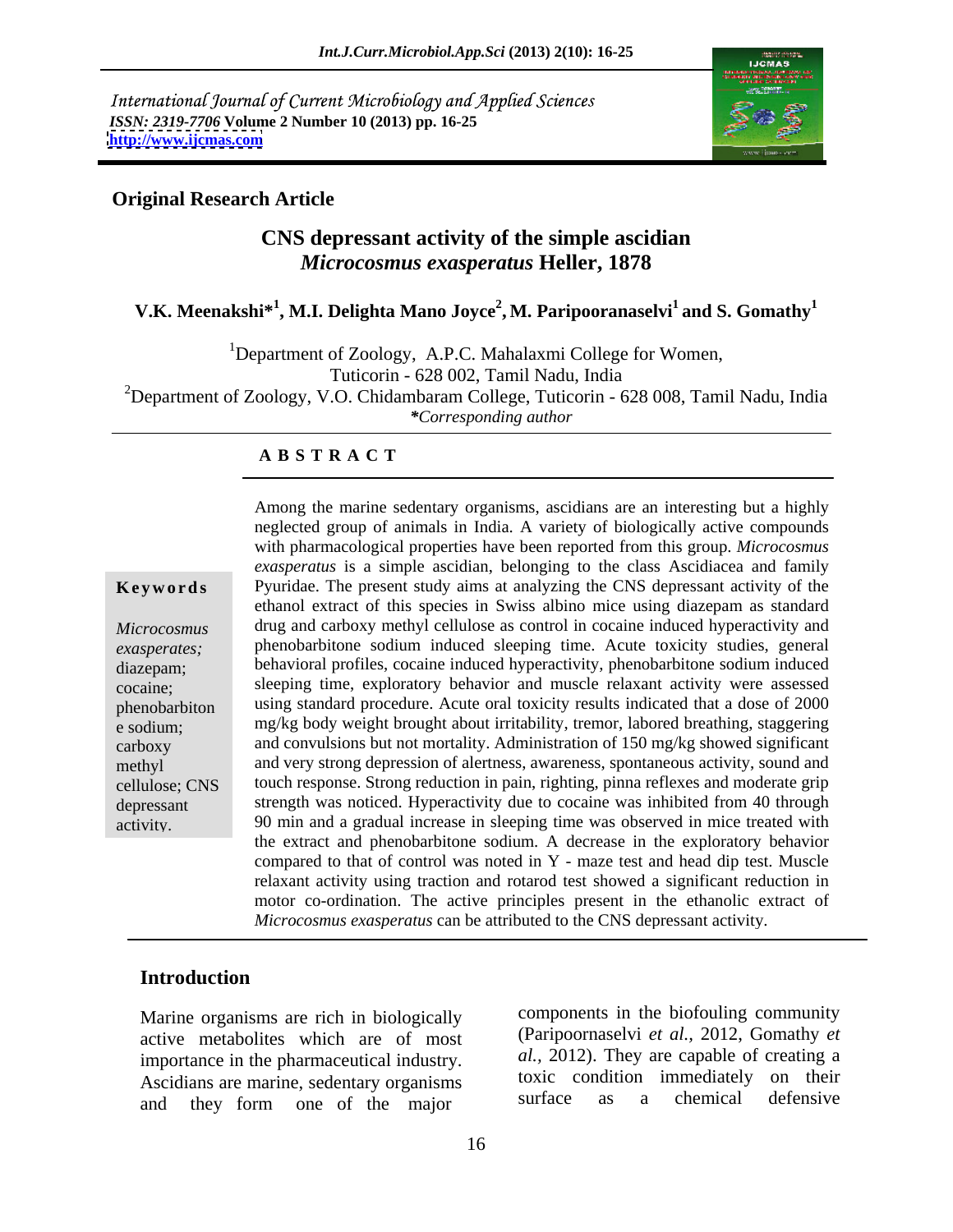International Journal of Current Microbiology and Applied Sciences
*ISSN: 2319-7706* **Volume 2 Number 10 (2013) pp. 16-25**
**http://www.ijcmas.com**

**Original Research Article**

# CNS depressant activity of the simple ascidian *Microcosmus exasperatus* Heller, 1878

**V.K. Meenakshi*[1], M.I. Delighta Mano Joyce[2], M. Paripooranaselvi[1] and S. Gomathy[1]**

[1]Department of Zoology, A.P.C. Mahalaxmi College for Women, Tuticorin - 628 002, Tamil Nadu, India

[2]Department of Zoology, V.O. Chidambaram College, Tuticorin - 628 008, Tamil Nadu, India

*\*Corresponding author*

## ABSTRACT

**Keywords**

*Microcosmus exasperates;* diazepam; cocaine; phenobarbitone sodium; carboxy methyl cellulose; CNS depressant activity.

Among the marine sedentary organisms, ascidians are an interesting but a highly neglected group of animals in India. A variety of biologically active compounds with pharmacological properties have been reported from this group. *Microcosmus exasperatus* is a simple ascidian, belonging to the class Ascidiacea and family Pyuridae. The present study aims at analyzing the CNS depressant activity of the ethanol extract of this species in Swiss albino mice using diazepam as standard drug and carboxy methyl cellulose as control in cocaine induced hyperactivity and phenobarbitone sodium induced sleeping time. Acute toxicity studies, general behavioral profiles, cocaine induced hyperactivity, phenobarbitone sodium induced sleeping time, exploratory behavior and muscle relaxant activity were assessed using standard procedure. Acute oral toxicity results indicated that a dose of 2000 mg/kg body weight brought about irritability, tremor, labored breathing, staggering and convulsions but not mortality. Administration of 150 mg/kg showed significant and very strong depression of alertness, awareness, spontaneous activity, sound and touch response. Strong reduction in pain, righting, pinna reflexes and moderate grip strength was noticed. Hyperactivity due to cocaine was inhibited from 40 through 90 min and a gradual increase in sleeping time was observed in mice treated with the extract and phenobarbitone sodium. A decrease in the exploratory behavior compared to that of control was noted in Y - maze test and head dip test. Muscle relaxant activity using traction and rotarod test showed a significant reduction in motor co-ordination. The active principles present in the ethanolic extract of *Microcosmus exasperatus* can be attributed to the CNS depressant activity.

## Introduction

Marine organisms are rich in biologically active metabolites which are of most importance in the pharmaceutical industry. Ascidians are marine, sedentary organisms and they form one of the major components in the biofouling community (Paripoornaselvi *et al.,* 2012, Gomathy *et al.,* 2012). They are capable of creating a toxic condition immediately on their surface as a chemical defensive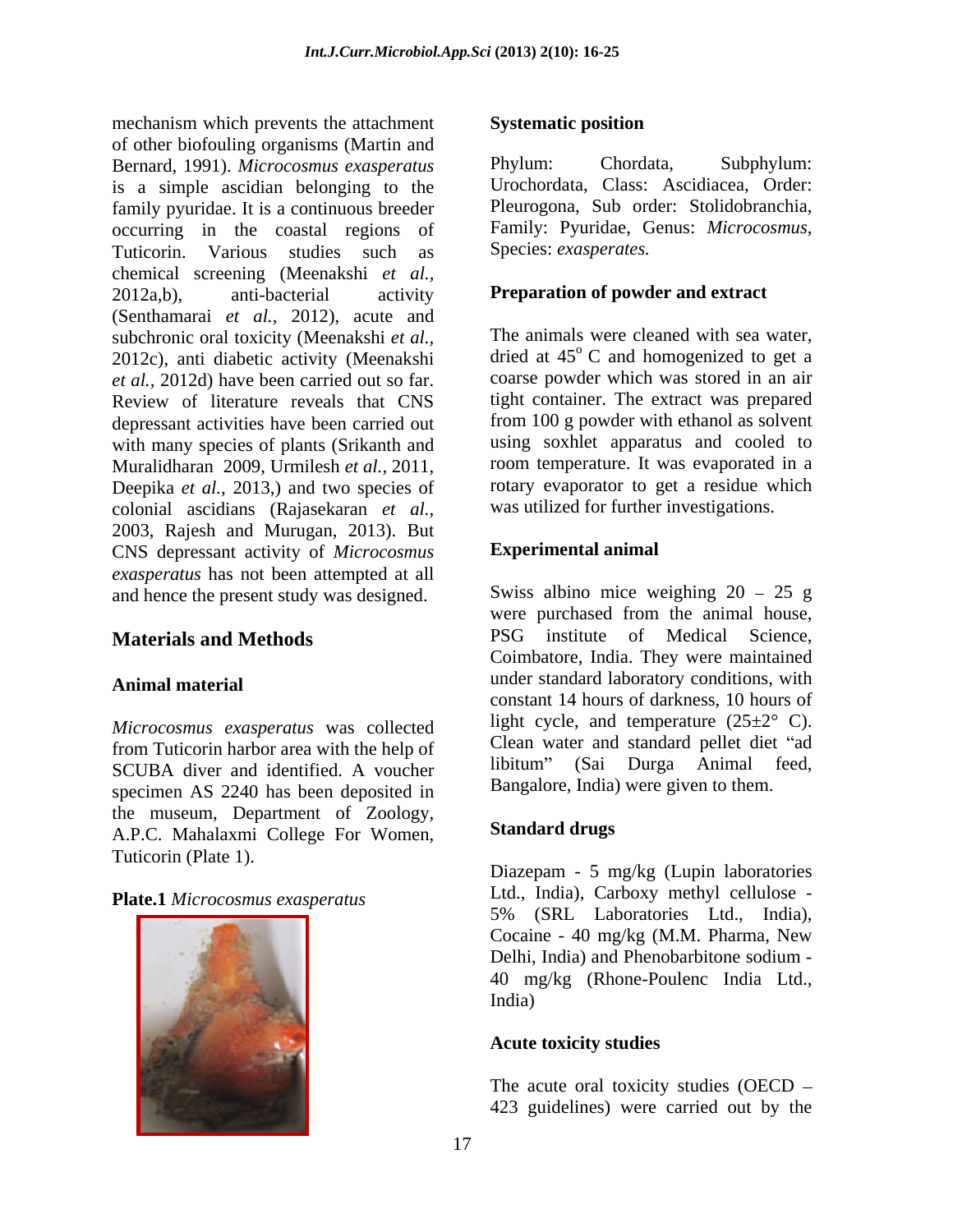mechanism which prevents the attachment of other biofouling organisms (Martin and Bernard, 1991). *Microcosmus exasperatus* is a simple ascidian belonging to the family pyuridae. It is a continuous breeder occurring in the coastal regions of Tuticorin. Various studies such as chemical screening (Meenakshi *et al.*, 2012a,b), anti-bacterial activity (Senthamarai *et al.*, 2012), acute and subchronic oral toxicity (Meenakshi *et al.*, 2012c), anti diabetic activity (Meenakshi *et al.*, 2012d) have been carried out so far. Review of literature reveals that CNS depressant activities have been carried out with many species of plants (Srikanth and Muralidharan 2009, Urmilesh *et al.*, 2011, Deepika *et al.*, 2013,) and two species of colonial ascidians (Rajasekaran *et al.*, 2003, Rajesh and Murugan, 2013). But CNS depressant activity of *Microcosmus exasperatus* has not been attempted at all and hence the present study was designed.

## Materials and Methods

### Animal material

*Microcosmus exasperatus* was collected from Tuticorin harbor area with the help of SCUBA diver and identified. A voucher specimen AS 2240 has been deposited in the museum, Department of Zoology, A.P.C. Mahalaxmi College For Women, Tuticorin (Plate 1).

**Plate.1** *Microcosmus exasperatus*

### Systematic position

Phylum: Chordata, Subphylum: Urochordata, Class: Ascidiacea, Order: Pleurogona, Sub order: Stolidobranchia, Family: Pyuridae, Genus: *Microcosmus*, Species: *exasperates.*

### Preparation of powder and extract

The animals were cleaned with sea water, dried at $45^{o}$ C and homogenized to get a coarse powder which was stored in an air tight container. The extract was prepared from 100 g powder with ethanol as solvent using soxhlet apparatus and cooled to room temperature. It was evaporated in a rotary evaporator to get a residue which was utilized for further investigations.

### Experimental animal

Swiss albino mice weighing 20 – 25 g were purchased from the animal house, PSG institute of Medical Science, Coimbatore, India. They were maintained under standard laboratory conditions, with constant 14 hours of darkness, 10 hours of light cycle, and temperature (25±2° C). Clean water and standard pellet diet "ad libitum" (Sai Durga Animal feed, Bangalore, India) were given to them.

### Standard drugs

Diazepam - 5 mg/kg (Lupin laboratories Ltd., India), Carboxy methyl cellulose - 5% (SRL Laboratories Ltd., India), Cocaine - 40 mg/kg (M.M. Pharma, New Delhi, India) and Phenobarbitone sodium - 40 mg/kg (Rhone-Poulenc India Ltd., India)

### Acute toxicity studies

The acute oral toxicity studies (OECD – 423 guidelines) were carried out by the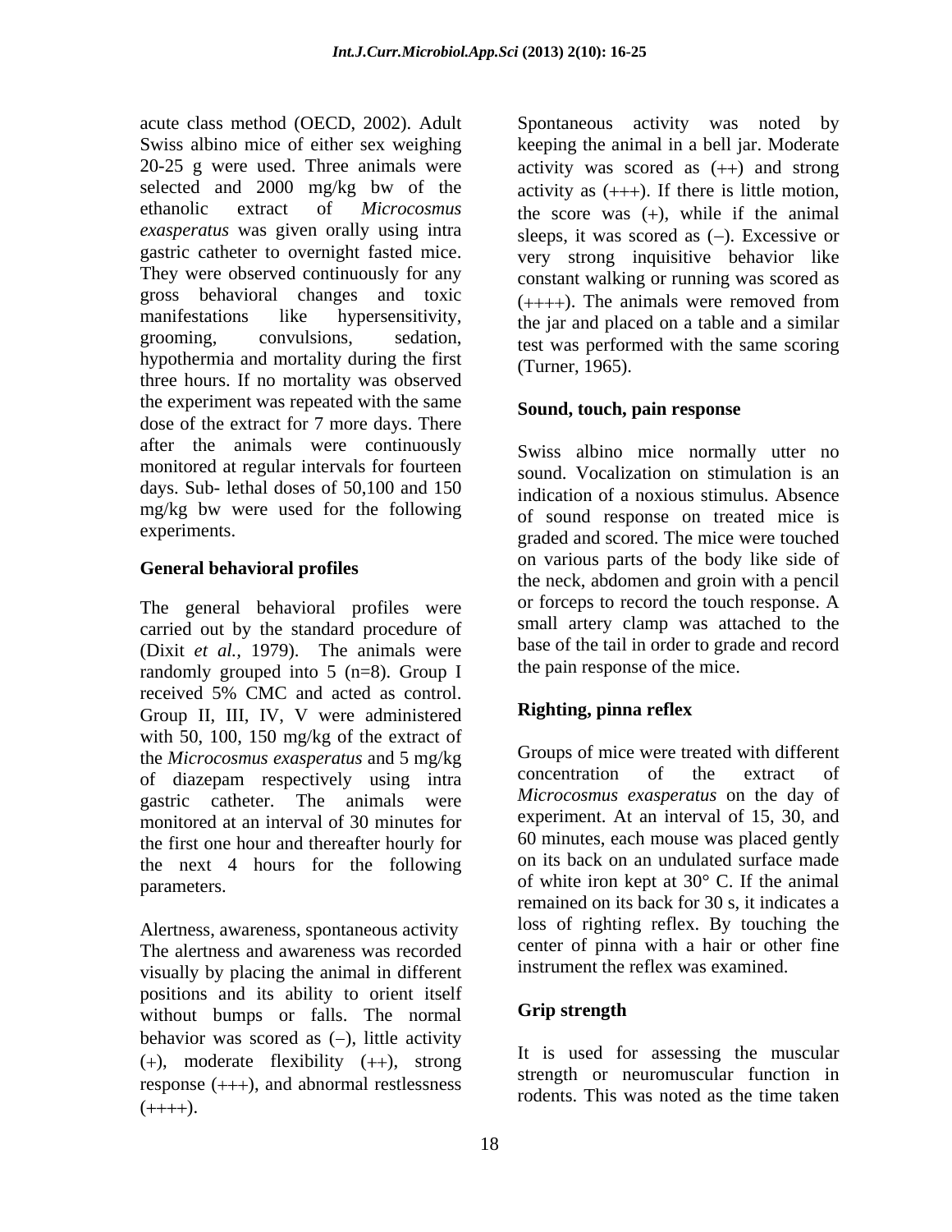acute class method (OECD, 2002). Adult Swiss albino mice of either sex weighing 20-25 g were used. Three animals were selected and 2000 mg/kg bw of the ethanolic extract of *Microcosmus exasperatus* was given orally using intra gastric catheter to overnight fasted mice. They were observed continuously for any gross behavioral changes and toxic manifestations like hypersensitivity, grooming, convulsions, sedation, hypothermia and mortality during the first three hours. If no mortality was observed the experiment was repeated with the same dose of the extract for 7 more days. There after the animals were continuously monitored at regular intervals for fourteen days. Sub- lethal doses of 50,100 and 150 mg/kg bw were used for the following experiments.

### General behavioral profiles

The general behavioral profiles were carried out by the standard procedure of (Dixit *et al.,* 1979). The animals were randomly grouped into 5 (n=8). Group I received 5% CMC and acted as control. Group II, III, IV, V were administered with 50, 100, 150 mg/kg of the extract of the *Microcosmus exasperatus* and 5 mg/kg of diazepam respectively using intra gastric catheter. The animals were monitored at an interval of 30 minutes for the first one hour and thereafter hourly for the next 4 hours for the following parameters.

Alertness, awareness, spontaneous activity

The alertness and awareness was recorded visually by placing the animal in different positions and its ability to orient itself without bumps or falls. The normal behavior was scored as (–), little activity (+), moderate flexibility (++), strong response (+++), and abnormal restlessness (++++).

Spontaneous activity was noted by keeping the animal in a bell jar. Moderate activity was scored as (++) and strong activity as (+++). If there is little motion, the score was (+), while if the animal sleeps, it was scored as (–). Excessive or very strong inquisitive behavior like constant walking or running was scored as (++++). The animals were removed from the jar and placed on a table and a similar test was performed with the same scoring (Turner, 1965).

### Sound, touch, pain response

Swiss albino mice normally utter no sound. Vocalization on stimulation is an indication of a noxious stimulus. Absence of sound response on treated mice is graded and scored. The mice were touched on various parts of the body like side of the neck, abdomen and groin with a pencil or forceps to record the touch response. A small artery clamp was attached to the base of the tail in order to grade and record the pain response of the mice.

### Righting, pinna reflex

Groups of mice were treated with different concentration of the extract of *Microcosmus exasperatus* on the day of experiment. At an interval of 15, 30, and 60 minutes, each mouse was placed gently on its back on an undulated surface made of white iron kept at 30° C. If the animal remained on its back for 30 s, it indicates a loss of righting reflex. By touching the center of pinna with a hair or other fine instrument the reflex was examined.

### Grip strength

It is used for assessing the muscular strength or neuromuscular function in rodents. This was noted as the time taken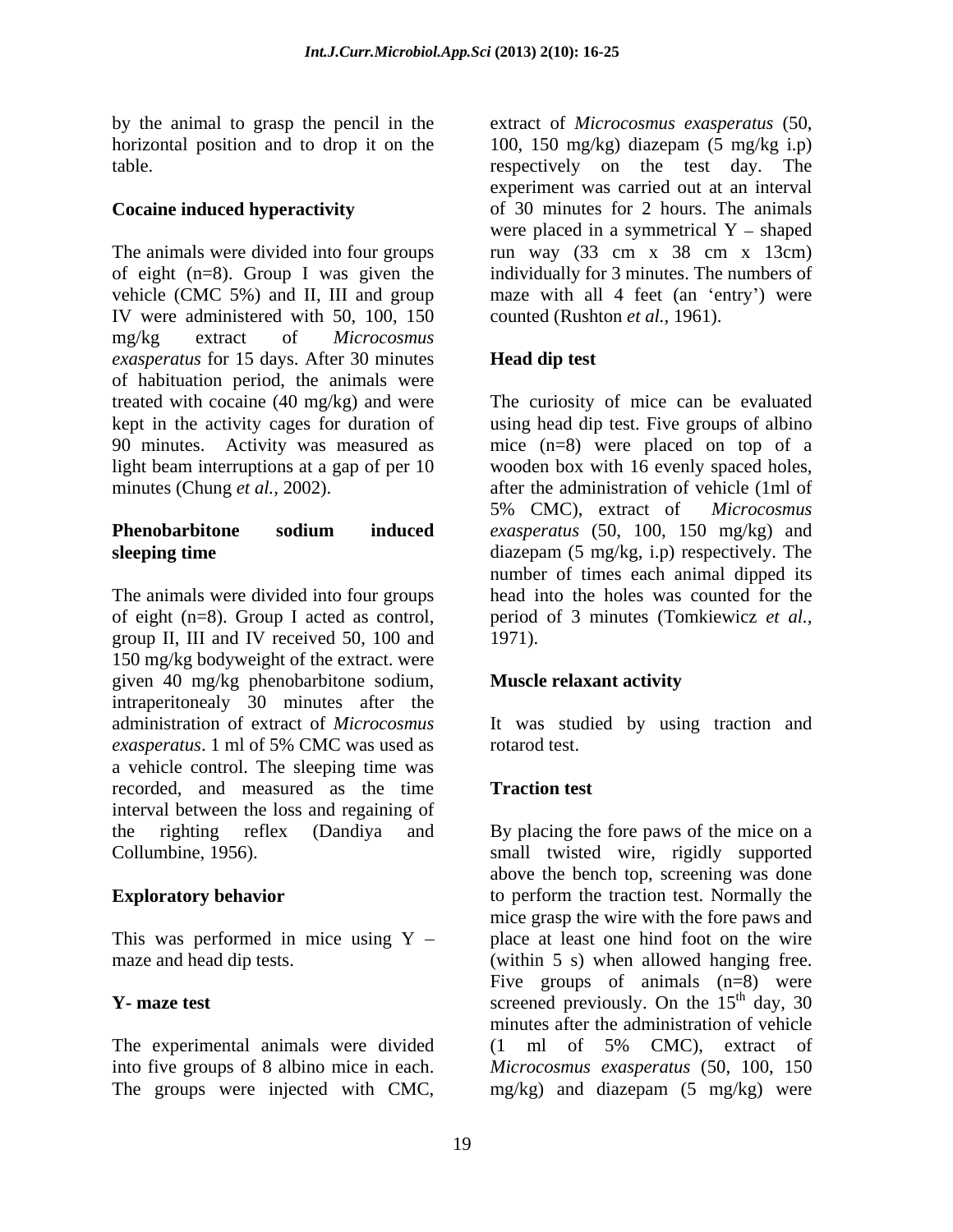by the animal to grasp the pencil in the horizontal position and to drop it on the table.

**Cocaine induced hyperactivity**

The animals were divided into four groups of eight (n=8). Group I was given the vehicle (CMC 5%) and II, III and group IV were administered with 50, 100, 150 mg/kg extract of *Microcosmus exasperatus* for 15 days. After 30 minutes of habituation period, the animals were treated with cocaine (40 mg/kg) and were kept in the activity cages for duration of 90 minutes. Activity was measured as light beam interruptions at a gap of per 10 minutes (Chung *et al.,* 2002).

**Phenobarbitone sodium induced sleeping time**

The animals were divided into four groups of eight (n=8). Group I acted as control, group II, III and IV received 50, 100 and 150 mg/kg bodyweight of the extract. were given 40 mg/kg phenobarbitone sodium, intraperitonealy 30 minutes after the administration of extract of *Microcosmus exasperatus*. 1 ml of 5% CMC was used as a vehicle control. The sleeping time was recorded, and measured as the time interval between the loss and regaining of the righting reflex (Dandiya and Collumbine, 1956).

**Exploratory behavior**

This was performed in mice using Y – maze and head dip tests.

**Y- maze test**

The experimental animals were divided into five groups of 8 albino mice in each. The groups were injected with CMC, extract of *Microcosmus exasperatus* (50, 100, 150 mg/kg) diazepam (5 mg/kg i.p) respectively on the test day. The experiment was carried out at an interval of 30 minutes for 2 hours. The animals were placed in a symmetrical Y – shaped run way (33 cm x 38 cm x 13cm) individually for 3 minutes. The numbers of maze with all 4 feet (an 'entry') were counted (Rushton *et al.,* 1961).

**Head dip test**

The curiosity of mice can be evaluated using head dip test. Five groups of albino mice (n=8) were placed on top of a wooden box with 16 evenly spaced holes, after the administration of vehicle (1ml of 5% CMC), extract of *Microcosmus exasperatus* (50, 100, 150 mg/kg) and diazepam (5 mg/kg, i.p) respectively. The number of times each animal dipped its head into the holes was counted for the period of 3 minutes (Tomkiewicz *et al.,* 1971).

**Muscle relaxant activity**

It was studied by using traction and rotarod test.

**Traction test**

By placing the fore paws of the mice on a small twisted wire, rigidly supported above the bench top, screening was done to perform the traction test. Normally the mice grasp the wire with the fore paws and place at least one hind foot on the wire (within 5 s) when allowed hanging free. Five groups of animals (n=8) were screened previously. On the 15$^{th}$ day, 30 minutes after the administration of vehicle (1 ml of 5% CMC), extract of *Microcosmus exasperatus* (50, 100, 150 mg/kg) and diazepam (5 mg/kg) were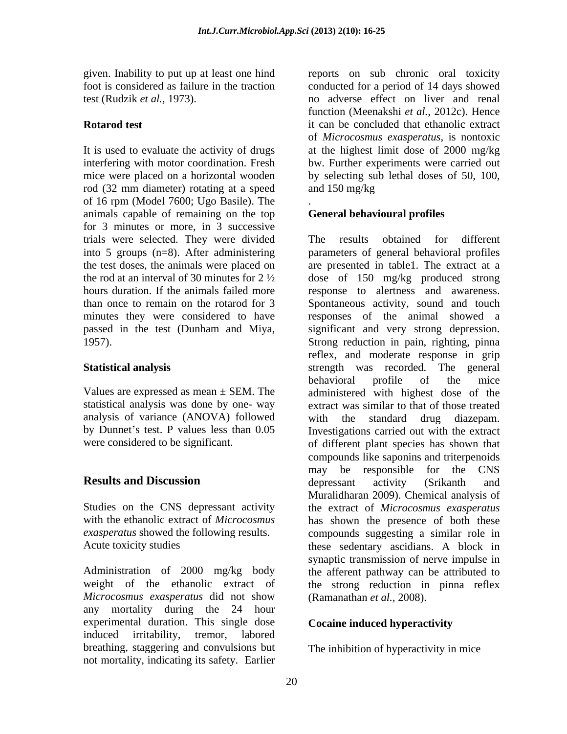given. Inability to put up at least one hind foot is considered as failure in the traction test (Rudzik *et al.,* 1973).

**Rotarod test**

It is used to evaluate the activity of drugs interfering with motor coordination. Fresh mice were placed on a horizontal wooden rod (32 mm diameter) rotating at a speed of 16 rpm (Model 7600; Ugo Basile). The animals capable of remaining on the top for 3 minutes or more, in 3 successive trials were selected. They were divided into 5 groups (n=8). After administering the test doses, the animals were placed on the rod at an interval of 30 minutes for 2 ½ hours duration. If the animals failed more than once to remain on the rotarod for 3 minutes they were considered to have passed in the test (Dunham and Miya, 1957).

**Statistical analysis**

Values are expressed as mean ± SEM. The statistical analysis was done by one- way analysis of variance (ANOVA) followed by Dunnet's test. P values less than 0.05 were considered to be significant.

## Results and Discussion

Studies on the CNS depressant activity with the ethanolic extract of *Microcosmus exasperatus* showed the following results.

Acute toxicity studies

Administration of 2000 mg/kg body weight of the ethanolic extract of *Microcosmus exasperatus* did not show any mortality during the 24 hour experimental duration. This single dose induced irritability, tremor, labored breathing, staggering and convulsions but not mortality, indicating its safety. Earlier reports on sub chronic oral toxicity conducted for a period of 14 days showed no adverse effect on liver and renal function (Meenakshi *et al.,* 2012c). Hence it can be concluded that ethanolic extract of *Microcosmus exasperatus*, is nontoxic at the highest limit dose of 2000 mg/kg bw. Further experiments were carried out by selecting sub lethal doses of 50, 100, and 150 mg/kg

.

**General behavioural profiles**

The results obtained for different parameters of general behavioral profiles are presented in table1. The extract at a dose of 150 mg/kg produced strong response to alertness and awareness. Spontaneous activity, sound and touch responses of the animal showed a significant and very strong depression. Strong reduction in pain, righting, pinna reflex, and moderate response in grip strength was recorded. The general behavioral profile of the mice administered with highest dose of the extract was similar to that of those treated with the standard drug diazepam. Investigations carried out with the extract of different plant species has shown that compounds like saponins and triterpenoids may be responsible for the CNS depressant activity (Srikanth and Muralidharan 2009). Chemical analysis of the extract of *Microcosmus exasperatus* has shown the presence of both these compounds suggesting a similar role in these sedentary ascidians. A block in synaptic transmission of nerve impulse in the afferent pathway can be attributed to the strong reduction in pinna reflex (Ramanathan *et al.,* 2008).

**Cocaine induced hyperactivity**

The inhibition of hyperactivity in mice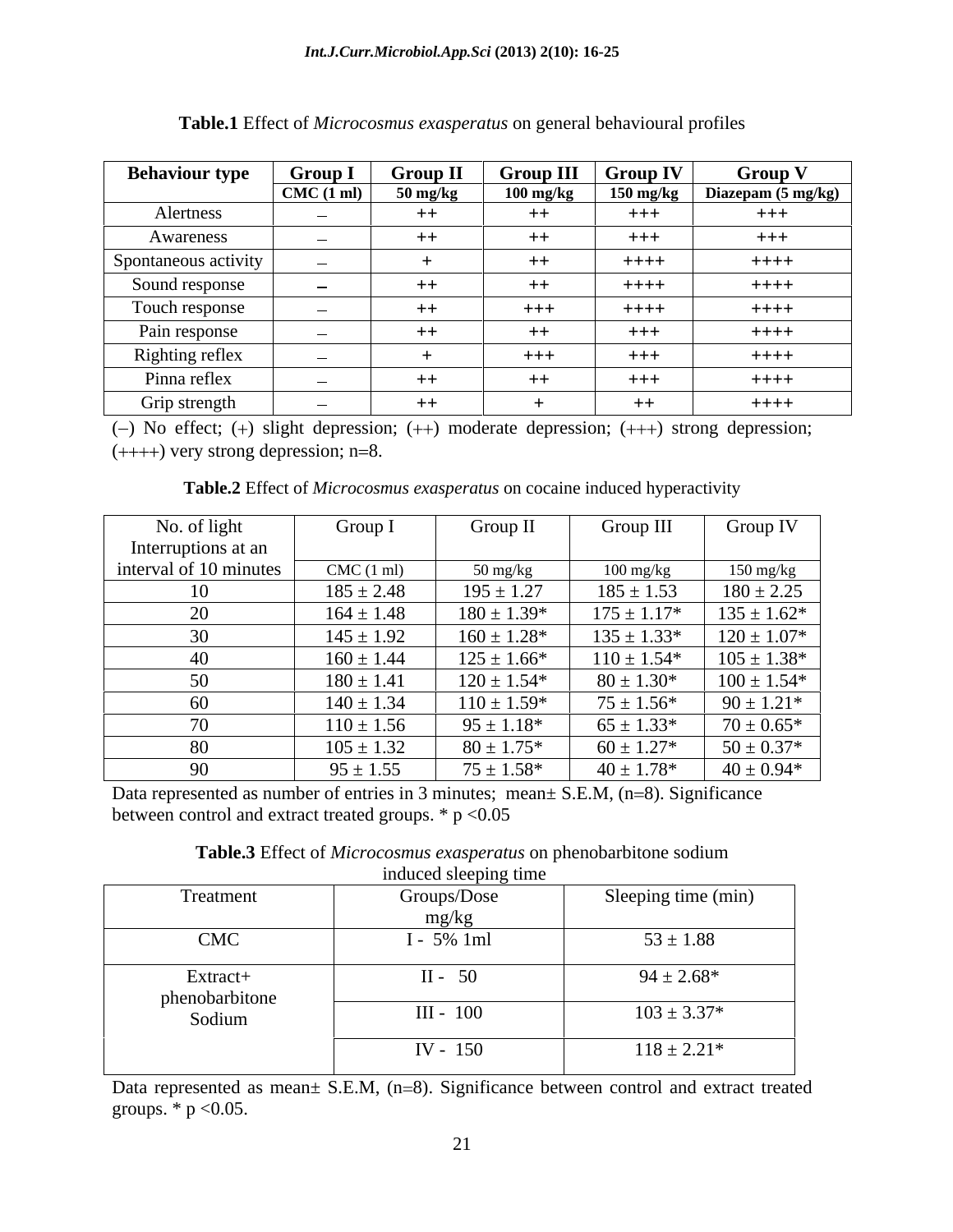**Table.1** Effect of *Microcosmus exasperatus* on general behavioural profiles

| Behaviour type | Group I | Group II | Group III | Group IV | Group V |
|---|---|---|---|---|---|
| | CMC (1 ml) | 50 mg/kg | 100 mg/kg | 150 mg/kg | Diazepam (5 mg/kg) |
| Alertness | – | ++ | ++ | +++ | +++ |
| Awareness | – | ++ | ++ | +++ | +++ |
| Spontaneous activity | – | + | ++ | ++++ | ++++ |
| Sound response | – | ++ | ++ | ++++ | ++++ |
| Touch response | – | ++ | +++ | ++++ | ++++ |
| Pain response | – | ++ | ++ | +++ | ++++ |
| Righting reflex | – | + | +++ | +++ | ++++ |
| Pinna reflex | – | ++ | ++ | +++ | ++++ |
| Grip strength | – | ++ | + | ++ | ++++ |

(–) No effect; (+) slight depression; (++) moderate depression; (+++) strong depression; (++++) very strong depression; n=8.

**Table.2** Effect of *Microcosmus exasperatus* on cocaine induced hyperactivity

| No. of light Interruptions at an interval of 10 minutes | Group I | Group II | Group III | Group IV |
|---|---|---|---|---|
| | CMC (1 ml) | 50 mg/kg | 100 mg/kg | 150 mg/kg |
| 10 | 185 ± 2.48 | 195 ± 1.27 | 185 ± 1.53 | 180 ± 2.25 |
| 20 | 164 ± 1.48 | 180 ± 1.39* | 175 ± 1.17* | 135 ± 1.62* |
| 30 | 145 ± 1.92 | 160 ± 1.28* | 135 ± 1.33* | 120 ± 1.07* |
| 40 | 160 ± 1.44 | 125 ± 1.66* | 110 ± 1.54* | 105 ± 1.38* |
| 50 | 180 ± 1.41 | 120 ± 1.54* | 80 ± 1.30* | 100 ± 1.54* |
| 60 | 140 ± 1.34 | 110 ± 1.59* | 75 ± 1.56* | 90 ± 1.21* |
| 70 | 110 ± 1.56 | 95 ± 1.18* | 65 ± 1.33* | 70 ± 0.65* |
| 80 | 105 ± 1.32 | 80 ± 1.75* | 60 ± 1.27* | 50 ± 0.37* |
| 90 | 95 ± 1.55 | 75 ± 1.58* | 40 ± 1.78* | 40 ± 0.94* |

Data represented as number of entries in 3 minutes; mean± S.E.M, (n=8). Significance between control and extract treated groups. * $p < 0.05$

**Table.3** Effect of *Microcosmus exasperatus* on phenobarbitone sodium induced sleeping time

| Treatment | Groups/Dose mg/kg | Sleeping time (min) |
|---|---|---|
| CMC | I - 5% 1ml | 53 ± 1.88 |
| Extract+ phenobarbitone Sodium | II - 50 | 94 ± 2.68* |
| | III - 100 | 103 ± 3.37* |
| | IV - 150 | 118 ± 2.21* |

Data represented as mean± S.E.M, (n=8). Significance between control and extract treated groups. * $p < 0.05$.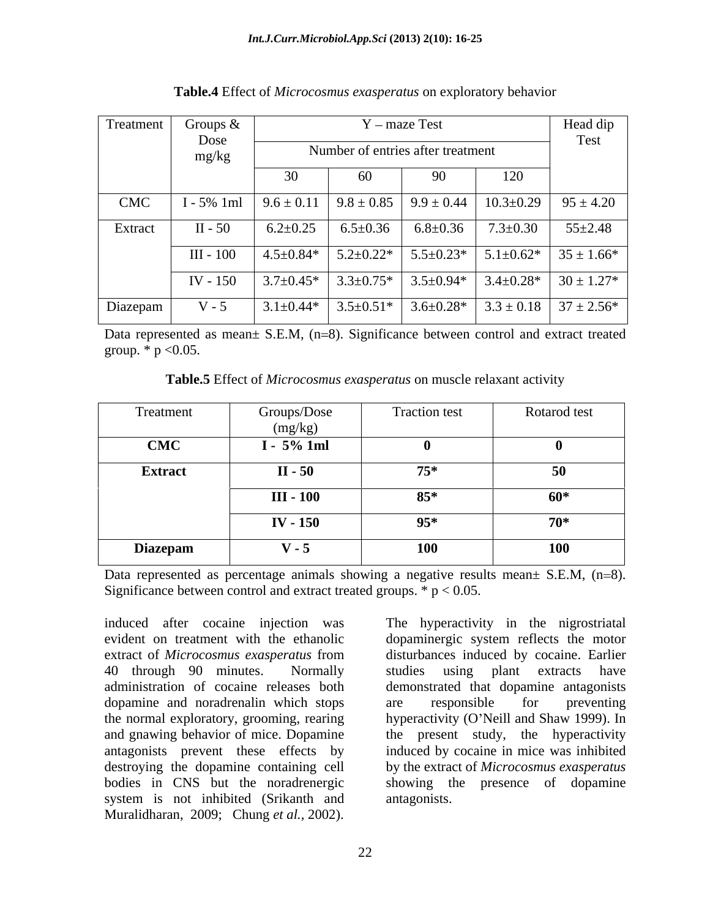**Table.4** Effect of *Microcosmus exasperatus* on exploratory behavior

| Treatment | Groups & Dose mg/kg | Y – maze Test | | | | Head dip Test |
|---|---|---|---|---|---|---|
| | | Number of entries after treatment | | | | |
| | | 30 | 60 | 90 | 120 | |
| CMC | I - 5% 1ml | 9.6 ± 0.11 | 9.8 ± 0.85 | 9.9 ± 0.44 | 10.3±0.29 | 95 ± 4.20 |
| Extract | II - 50 | 6.2±0.25 | 6.5±0.36 | 6.8±0.36 | 7.3±0.30 | 55±2.48 |
| | III - 100 | 4.5±0.84* | 5.2±0.22* | 5.5±0.23* | 5.1±0.62* | 35 ± 1.66* |
| | IV - 150 | 3.7±0.45* | 3.3±0.75* | 3.5±0.94* | 3.4±0.28* | 30 ± 1.27* |
| Diazepam | V - 5 | 3.1±0.44* | 3.5±0.51* | 3.6±0.28* | 3.3 ± 0.18 | 37 ± 2.56* |

Data represented as mean± S.E.M, (n=8). Significance between control and extract treated group. * p <0.05.

**Table.5** Effect of *Microcosmus exasperatus* on muscle relaxant activity

| Treatment | Groups/Dose (mg/kg) | Traction test | Rotarod test |
|---|---|---|---|
| **CMC** | **I - 5% 1ml** | **0** | **0** |
| **Extract** | **II - 50** | **75*** | **50** |
| | **III - 100** | **85*** | **60*** |
| | **IV - 150** | **95*** | **70*** |
| **Diazepam** | **V - 5** | **100** | **100** |

Data represented as percentage animals showing a negative results mean± S.E.M, (n=8). Significance between control and extract treated groups. * p < 0.05.

induced after cocaine injection was evident on treatment with the ethanolic extract of *Microcosmus exasperatus* from 40 through 90 minutes. Normally administration of cocaine releases both dopamine and noradrenalin which stops the normal exploratory, grooming, rearing and gnawing behavior of mice. Dopamine antagonists prevent these effects by destroying the dopamine containing cell bodies in CNS but the noradrenergic system is not inhibited (Srikanth and Muralidharan, 2009; Chung *et al.,* 2002).

The hyperactivity in the nigrostriatal dopaminergic system reflects the motor disturbances induced by cocaine. Earlier studies using plant extracts have demonstrated that dopamine antagonists are responsible for preventing hyperactivity (O'Neill and Shaw 1999). In the present study, the hyperactivity induced by cocaine in mice was inhibited by the extract of *Microcosmus exasperatus* showing the presence of dopamine antagonists.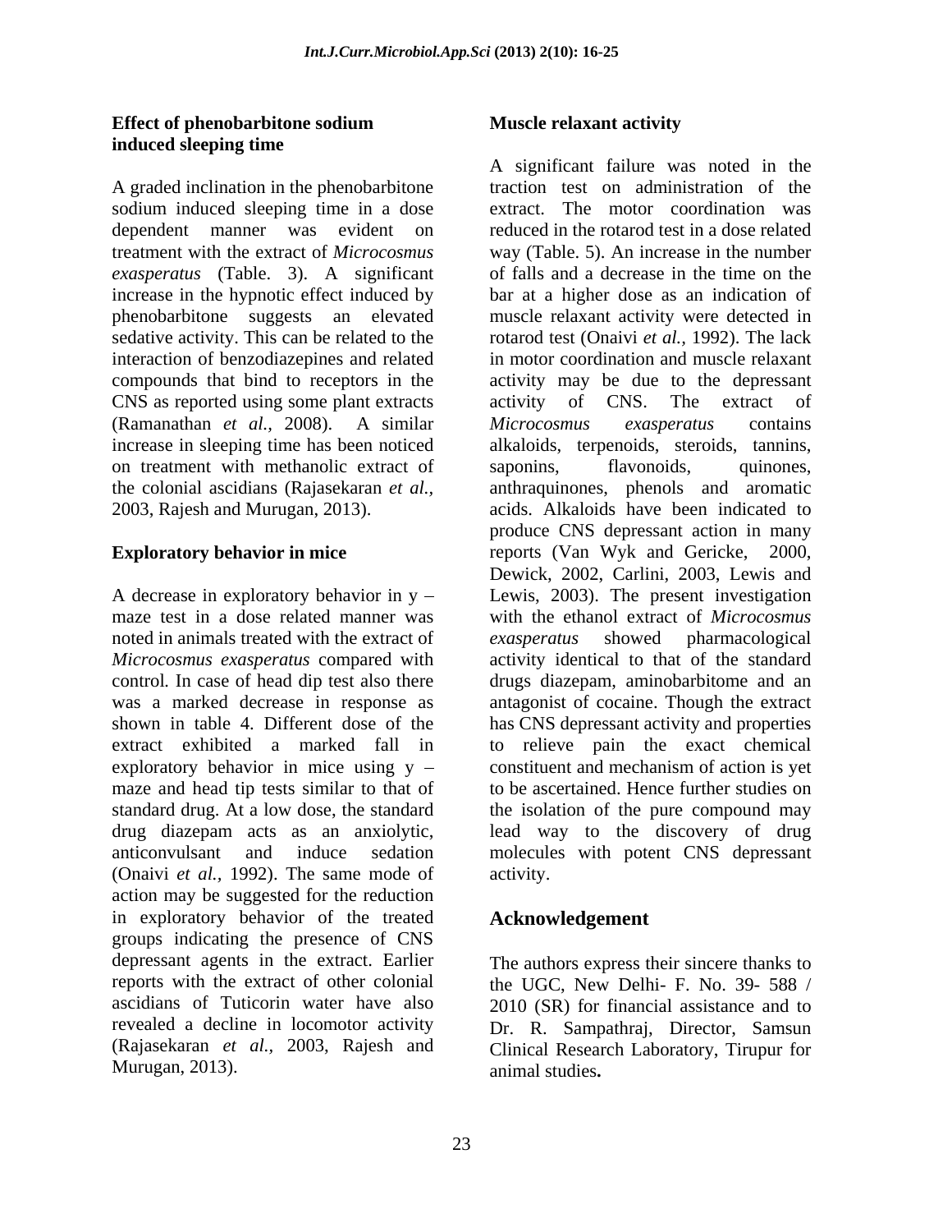### Effect of phenobarbitone sodium induced sleeping time

A graded inclination in the phenobarbitone sodium induced sleeping time in a dose dependent manner was evident on treatment with the extract of *Microcosmus exasperatus* (Table. 3). A significant increase in the hypnotic effect induced by phenobarbitone suggests an elevated sedative activity. This can be related to the interaction of benzodiazepines and related compounds that bind to receptors in the CNS as reported using some plant extracts (Ramanathan *et al.,* 2008). A similar increase in sleeping time has been noticed on treatment with methanolic extract of the colonial ascidians (Rajasekaran *et al.,* 2003, Rajesh and Murugan, 2013).

### Exploratory behavior in mice

A decrease in exploratory behavior in y – maze test in a dose related manner was noted in animals treated with the extract of *Microcosmus exasperatus* compared with control. In case of head dip test also there was a marked decrease in response as shown in table 4. Different dose of the extract exhibited a marked fall in exploratory behavior in mice using y – maze and head tip tests similar to that of standard drug. At a low dose, the standard drug diazepam acts as an anxiolytic, anticonvulsant and induce sedation (Onaivi *et al.*, 1992). The same mode of action may be suggested for the reduction in exploratory behavior of the treated groups indicating the presence of CNS depressant agents in the extract. Earlier reports with the extract of other colonial ascidians of Tuticorin water have also revealed a decline in locomotor activity (Rajasekaran *et al.*, 2003, Rajesh and Murugan, 2013).

### Muscle relaxant activity

A significant failure was noted in the traction test on administration of the extract. The motor coordination was reduced in the rotarod test in a dose related way (Table. 5). An increase in the number of falls and a decrease in the time on the bar at a higher dose as an indication of muscle relaxant activity were detected in rotarod test (Onaivi *et al.*, 1992). The lack in motor coordination and muscle relaxant activity may be due to the depressant activity of CNS. The extract of *Microcosmus exasperatus* contains alkaloids, terpenoids, steroids, tannins, saponins, flavonoids, quinones, anthraquinones, phenols and aromatic acids. Alkaloids have been indicated to produce CNS depressant action in many reports (Van Wyk and Gericke, 2000, Dewick, 2002, Carlini, 2003, Lewis and Lewis, 2003). The present investigation with the ethanol extract of *Microcosmus exasperatus* showed pharmacological activity identical to that of the standard drugs diazepam, aminobarbitome and an antagonist of cocaine. Though the extract has CNS depressant activity and properties to relieve pain the exact chemical constituent and mechanism of action is yet to be ascertained. Hence further studies on the isolation of the pure compound may lead way to the discovery of drug molecules with potent CNS depressant activity.

## Acknowledgement

The authors express their sincere thanks to the UGC, New Delhi- F. No. 39- 588 / 2010 (SR) for financial assistance and to Dr. R. Sampathraj, Director, Samsun Clinical Research Laboratory, Tirupur for animal studies**.**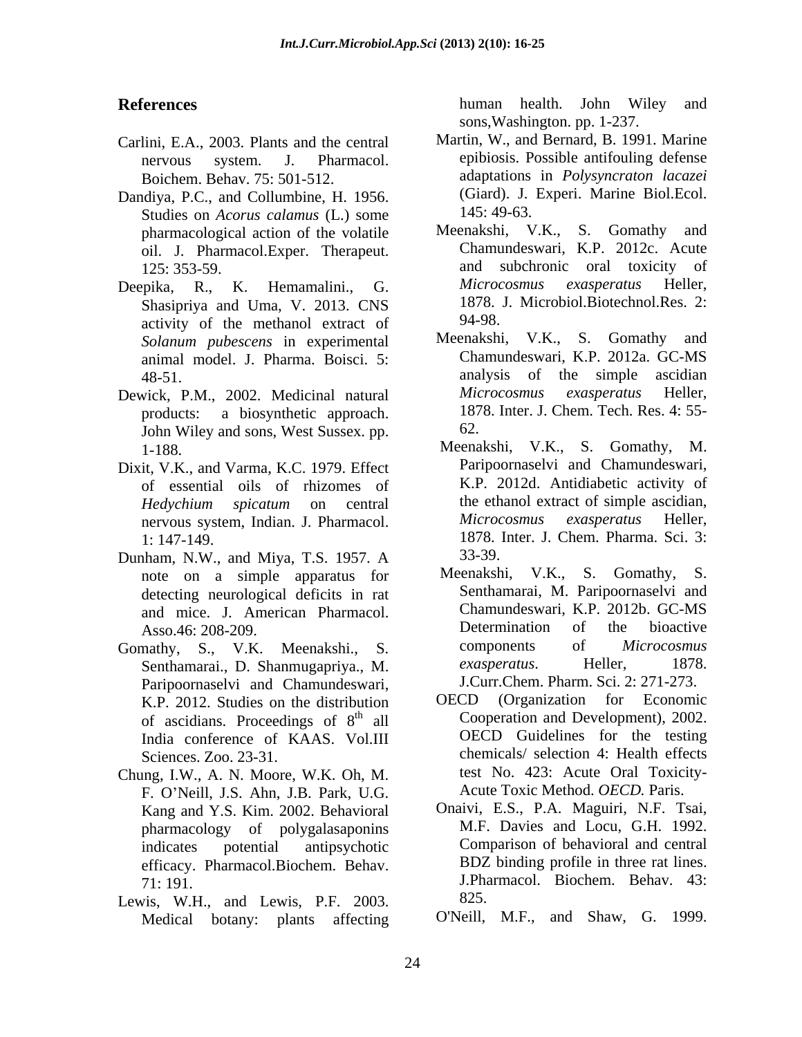## References

Carlini, E.A., 2003. Plants and the central nervous system. J. Pharmacol. Boichem. Behav. 75: 501-512.

Dandiya, P.C., and Collumbine, H. 1956. Studies on *Acorus calamus* (L.) some pharmacological action of the volatile oil. J. Pharmacol.Exper. Therapeut. 125: 353-59.

Deepika, R., K. Hemamalini., G. Shasipriya and Uma, V. 2013. CNS activity of the methanol extract of *Solanum pubescens* in experimental animal model. J. Pharma. Boisci. 5: 48-51.

Dewick, P.M., 2002. Medicinal natural products: a biosynthetic approach. John Wiley and sons, West Sussex. pp. 1-188.

Dixit, V.K., and Varma, K.C. 1979. Effect of essential oils of rhizomes of *Hedychium spicatum* on central nervous system, Indian. J. Pharmacol. 1: 147-149.

Dunham, N.W., and Miya, T.S. 1957. A note on a simple apparatus for detecting neurological deficits in rat and mice. J. American Pharmacol. Asso.46: 208-209.

Gomathy, S., V.K. Meenakshi., S. Senthamarai., D. Shanmugapriya., M. Paripoornaselvi and Chamundeswari, K.P. 2012. Studies on the distribution of ascidians. Proceedings of 8th all India conference of KAAS. Vol.III Sciences. Zoo. 23-31.

Chung, I.W., A. N. Moore, W.K. Oh, M. F. O'Neill, J.S. Ahn, J.B. Park, U.G. Kang and Y.S. Kim. 2002. Behavioral pharmacology of polygalasaponins indicates potential antipsychotic efficacy. Pharmacol.Biochem. Behav. 71: 191.

Lewis, W.H., and Lewis, P.F. 2003. Medical botany: plants affecting human health. John Wiley and sons,Washington. pp. 1-237.

Martin, W., and Bernard, B. 1991. Marine epibiosis. Possible antifouling defense adaptations in *Polysyncraton lacazei* (Giard). J. Experi. Marine Biol.Ecol. 145: 49-63.

Meenakshi, V.K., S. Gomathy and Chamundeswari, K.P. 2012c. Acute and subchronic oral toxicity of *Microcosmus exasperatus* Heller, 1878. J. Microbiol.Biotechnol.Res. 2: 94-98.

Meenakshi, V.K., S. Gomathy and Chamundeswari, K.P. 2012a. GC-MS analysis of the simple ascidian *Microcosmus exasperatus* Heller, 1878. Inter. J. Chem. Tech. Res. 4: 55-62.

Meenakshi, V.K., S. Gomathy, M. Paripoornaselvi and Chamundeswari, K.P. 2012d. Antidiabetic activity of the ethanol extract of simple ascidian, *Microcosmus exasperatus* Heller, 1878. Inter. J. Chem. Pharma. Sci. 3: 33-39.

Meenakshi, V.K., S. Gomathy, S. Senthamarai, M. Paripoornaselvi and Chamundeswari, K.P. 2012b. GC-MS Determination of the bioactive components of *Microcosmus exasperatus*. Heller, 1878. J.Curr.Chem. Pharm. Sci. 2: 271-273.

OECD (Organization for Economic Cooperation and Development), 2002. OECD Guidelines for the testing chemicals/ selection 4: Health effects test No. 423: Acute Oral Toxicity-Acute Toxic Method. *OECD*. Paris.

Onaivi, E.S., P.A. Maguiri, N.F. Tsai, M.F. Davies and Locu, G.H. 1992. Comparison of behavioral and central BDZ binding profile in three rat lines. J.Pharmacol. Biochem. Behav. 43: 825.

O'Neill, M.F., and Shaw, G. 1999.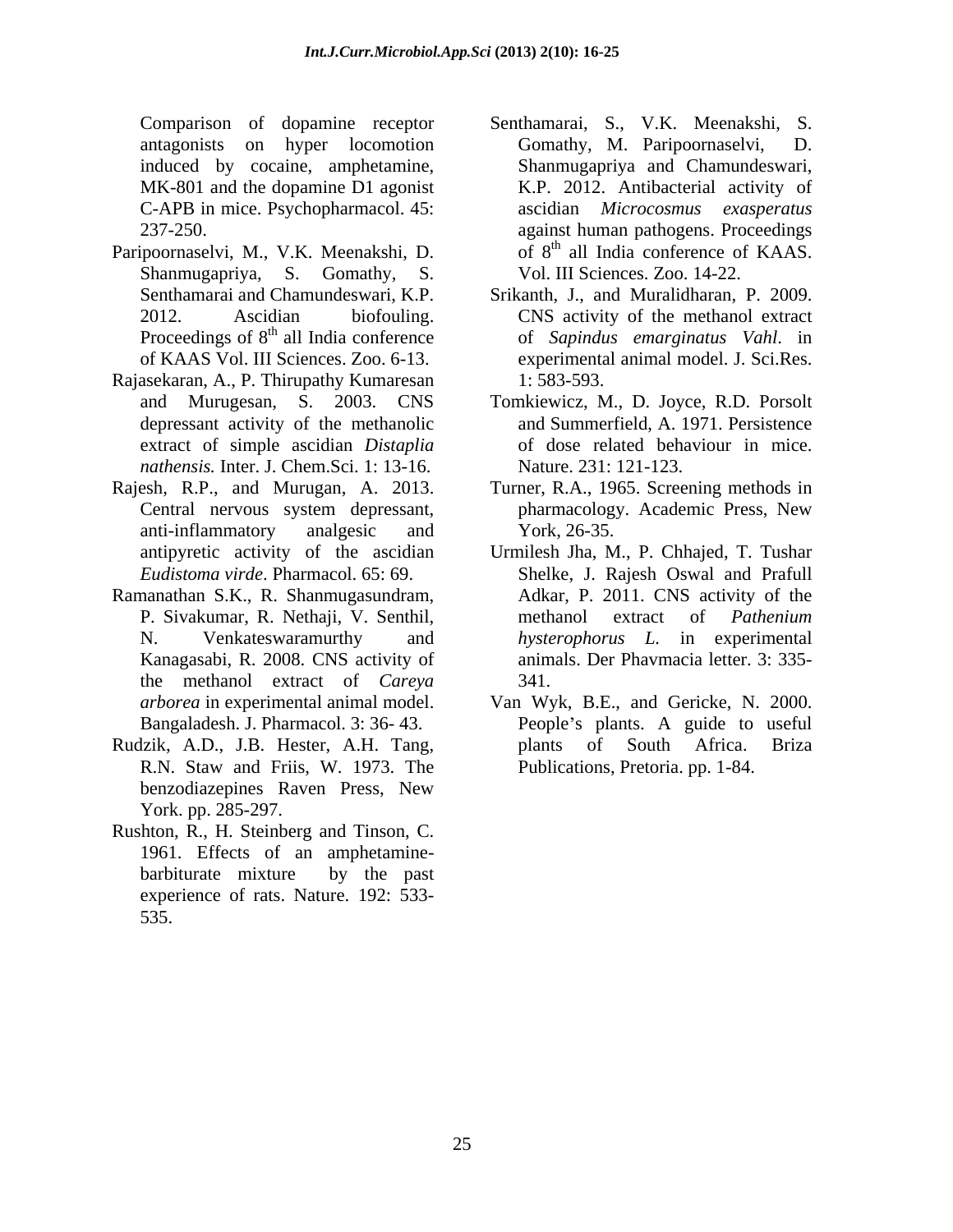Comparison of dopamine receptor antagonists on hyper locomotion induced by cocaine, amphetamine, MK-801 and the dopamine D1 agonist C-APB in mice. Psychopharmacol. 45: 237-250.

Paripoornaselvi, M., V.K. Meenakshi, D. Shanmugapriya, S. Gomathy, S. Senthamarai and Chamundeswari, K.P. 2012. Ascidian biofouling. Proceedings of 8th all India conference of KAAS Vol. III Sciences. Zoo. 6-13.

Rajasekaran, A., P. Thirupathy Kumaresan and Murugesan, S. 2003. CNS depressant activity of the methanolic extract of simple ascidian *Distaplia nathensis.* Inter. J. Chem.Sci. 1: 13-16.

Rajesh, R.P., and Murugan, A. 2013. Central nervous system depressant, anti-inflammatory analgesic and antipyretic activity of the ascidian *Eudistoma virde*. Pharmacol. 65: 69.

Ramanathan S.K., R. Shanmugasundram, P. Sivakumar, R. Nethaji, V. Senthil, N. Venkateswaramurthy and Kanagasabi, R. 2008. CNS activity of the methanol extract of *Careya arborea* in experimental animal model. Bangaladesh. J. Pharmacol. 3: 36- 43.

Rudzik, A.D., J.B. Hester, A.H. Tang, R.N. Staw and Friis, W. 1973. The benzodiazepines Raven Press, New York. pp. 285-297.

Rushton, R., H. Steinberg and Tinson, C. 1961. Effects of an amphetamine-barbiturate mixture by the past experience of rats. Nature. 192: 533-535.

Senthamarai, S., V.K. Meenakshi, S. Gomathy, M. Paripoornaselvi, D. Shanmugapriya and Chamundeswari, K.P. 2012. Antibacterial activity of ascidian *Microcosmus exasperatus* against human pathogens. Proceedings of 8th all India conference of KAAS. Vol. III Sciences. Zoo. 14-22.

Srikanth, J., and Muralidharan, P. 2009. CNS activity of the methanol extract of *Sapindus emarginatus Vahl*. in experimental animal model. J. Sci.Res. 1: 583-593.

Tomkiewicz, M., D. Joyce, R.D. Porsolt and Summerfield, A. 1971. Persistence of dose related behaviour in mice. Nature. 231: 121-123.

Turner, R.A., 1965. Screening methods in pharmacology. Academic Press, New York, 26-35.

Urmilesh Jha, M., P. Chhajed, T. Tushar Shelke, J. Rajesh Oswal and Prafull Adkar, P. 2011. CNS activity of the methanol extract of *Pathenium hysterophorus L.* in experimental animals. Der Phavmacia letter. 3: 335-341.

Van Wyk, B.E., and Gericke, N. 2000. People's plants. A guide to useful plants of South Africa. Briza Publications, Pretoria. pp. 1-84.